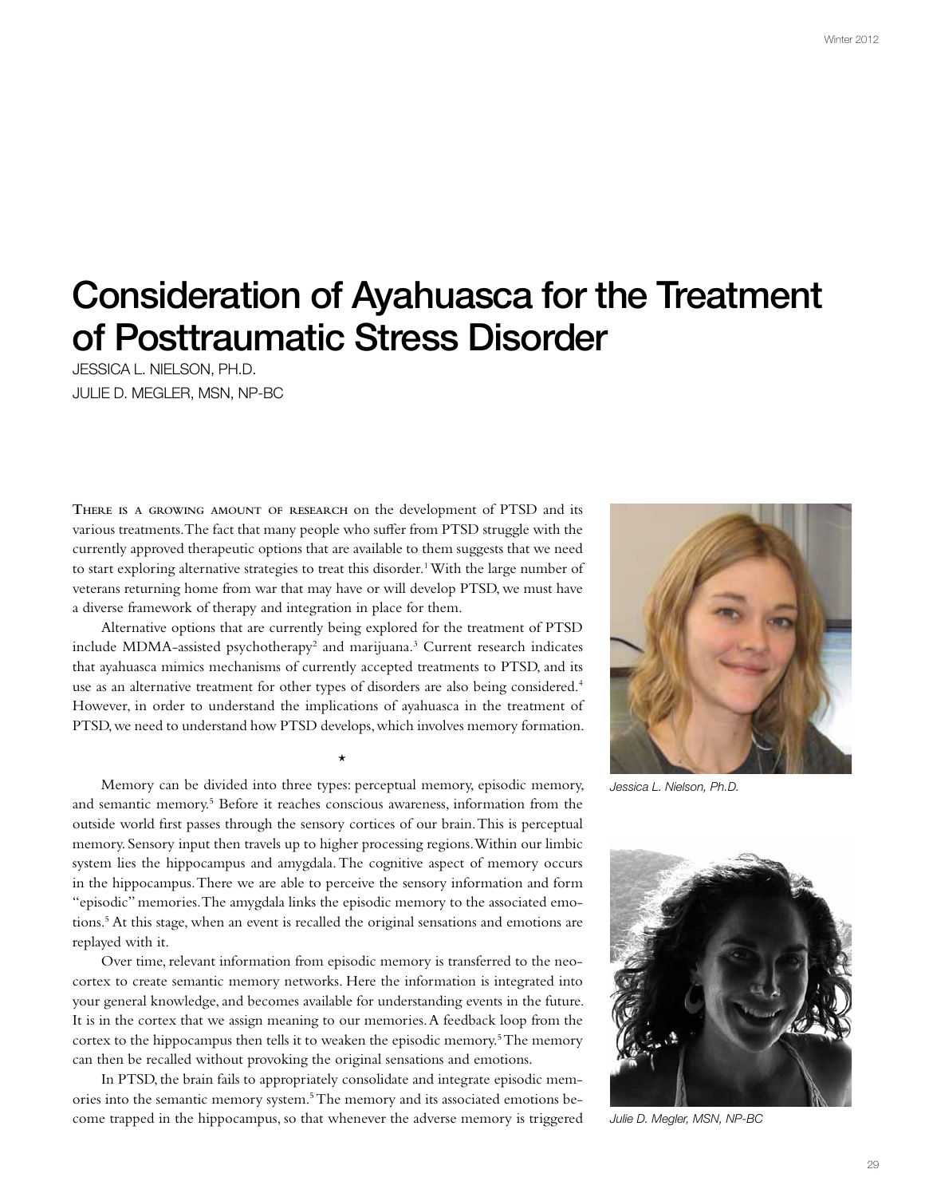# Consideration of Ayahuasca for the Treatment of Posttraumatic Stress Disorder

JESSICA L. NIELSON, PH.D.

JULIE D. MEGLER, MSN, NP-BC

There is a growing amount of research on the development of PTSD and its various treatments. The fact that many people who suffer from PTSD struggle with the currently approved therapeutic options that are available to them suggests that we need to start exploring alternative strategies to treat this disorder.[1] With the large number of veterans returning home from war that may have or will develop PTSD, we must have a diverse framework of therapy and integration in place for them.

Alternative options that are currently being explored for the treatment of PTSD include MDMA-assisted psychotherapy[2] and marijuana.[3] Current research indicates that ayahuasca mimics mechanisms of currently accepted treatments to PTSD, and its use as an alternative treatment for other types of disorders are also being considered.[4] However, in order to understand the implications of ayahuasca in the treatment of PTSD, we need to understand how PTSD develops, which involves memory formation.

*

Memory can be divided into three types: perceptual memory, episodic memory, and semantic memory.[5] Before it reaches conscious awareness, information from the outside world first passes through the sensory cortices of our brain. This is perceptual memory. Sensory input then travels up to higher processing regions. Within our limbic system lies the hippocampus and amygdala. The cognitive aspect of memory occurs in the hippocampus. There we are able to perceive the sensory information and form "episodic" memories. The amygdala links the episodic memory to the associated emotions.[5] At this stage, when an event is recalled the original sensations and emotions are replayed with it.

Over time, relevant information from episodic memory is transferred to the neocortex to create semantic memory networks. Here the information is integrated into your general knowledge, and becomes available for understanding events in the future. It is in the cortex that we assign meaning to our memories. A feedback loop from the cortex to the hippocampus then tells it to weaken the episodic memory.[5] The memory can then be recalled without provoking the original sensations and emotions.

In PTSD, the brain fails to appropriately consolidate and integrate episodic memories into the semantic memory system.[5] The memory and its associated emotions become trapped in the hippocampus, so that whenever the adverse memory is triggered

*Jessica L. Nielson, Ph.D.*

*Julie D. Megler, MSN, NP-BC*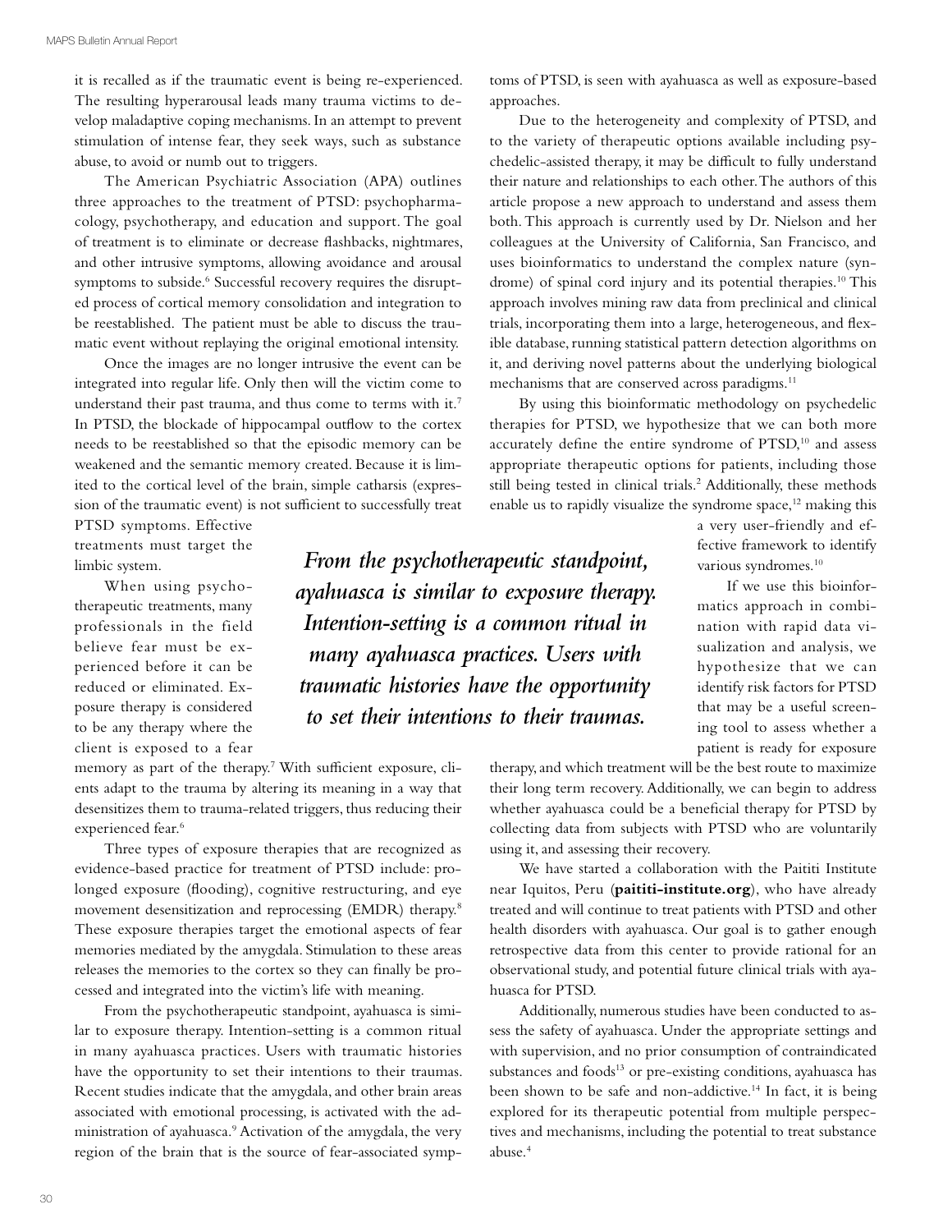it is recalled as if the traumatic event is being re-experienced. The resulting hyperarousal leads many trauma victims to develop maladaptive coping mechanisms. In an attempt to prevent stimulation of intense fear, they seek ways, such as substance abuse, to avoid or numb out to triggers.

The American Psychiatric Association (APA) outlines three approaches to the treatment of PTSD: psychopharmacology, psychotherapy, and education and support. The goal of treatment is to eliminate or decrease flashbacks, nightmares, and other intrusive symptoms, allowing avoidance and arousal symptoms to subside.[6] Successful recovery requires the disrupted process of cortical memory consolidation and integration to be reestablished. The patient must be able to discuss the traumatic event without replaying the original emotional intensity.

Once the images are no longer intrusive the event can be integrated into regular life. Only then will the victim come to understand their past trauma, and thus come to terms with it.[7] In PTSD, the blockade of hippocampal outflow to the cortex needs to be reestablished so that the episodic memory can be weakened and the semantic memory created. Because it is limited to the cortical level of the brain, simple catharsis (expression of the traumatic event) is not sufficient to successfully treat PTSD symptoms. Effective treatments must target the limbic system.

When using psychotherapeutic treatments, many professionals in the field believe fear must be experienced before it can be reduced or eliminated. Exposure therapy is considered to be any therapy where the client is exposed to a fear memory as part of the therapy.[7] With sufficient exposure, clients adapt to the trauma by altering its meaning in a way that desensitizes them to trauma-related triggers, thus reducing their experienced fear.[6]

Three types of exposure therapies that are recognized as evidence-based practice for treatment of PTSD include: prolonged exposure (flooding), cognitive restructuring, and eye movement desensitization and reprocessing (EMDR) therapy.[8] These exposure therapies target the emotional aspects of fear memories mediated by the amygdala. Stimulation to these areas releases the memories to the cortex so they can finally be processed and integrated into the victim's life with meaning.

From the psychotherapeutic standpoint, ayahuasca is similar to exposure therapy. Intention-setting is a common ritual in many ayahuasca practices. Users with traumatic histories have the opportunity to set their intentions to their traumas. Recent studies indicate that the amygdala, and other brain areas associated with emotional processing, is activated with the administration of ayahuasca.[9] Activation of the amygdala, the very region of the brain that is the source of fear-associated symptoms of PTSD, is seen with ayahuasca as well as exposure-based approaches.

*From the psychotherapeutic standpoint, ayahuasca is similar to exposure therapy. Intention-setting is a common ritual in many ayahuasca practices. Users with traumatic histories have the opportunity to set their intentions to their traumas.*

Due to the heterogeneity and complexity of PTSD, and to the variety of therapeutic options available including psychedelic-assisted therapy, it may be difficult to fully understand their nature and relationships to each other. The authors of this article propose a new approach to understand and assess them both. This approach is currently used by Dr. Nielson and her colleagues at the University of California, San Francisco, and uses bioinformatics to understand the complex nature (syndrome) of spinal cord injury and its potential therapies.[10] This approach involves mining raw data from preclinical and clinical trials, incorporating them into a large, heterogeneous, and flexible database, running statistical pattern detection algorithms on it, and deriving novel patterns about the underlying biological mechanisms that are conserved across paradigms.[11]

By using this bioinformatic methodology on psychedelic therapies for PTSD, we hypothesize that we can both more accurately define the entire syndrome of PTSD,[10] and assess appropriate therapeutic options for patients, including those still being tested in clinical trials.[2] Additionally, these methods enable us to rapidly visualize the syndrome space,[12] making this a very user-friendly and effective framework to identify various syndromes.[10]

If we use this bioinformatics approach in combination with rapid data visualization and analysis, we hypothesize that we can identify risk factors for PTSD that may be a useful screening tool to assess whether a patient is ready for exposure therapy, and which treatment will be the best route to maximize their long term recovery. Additionally, we can begin to address whether ayahuasca could be a beneficial therapy for PTSD by collecting data from subjects with PTSD who are voluntarily using it, and assessing their recovery.

We have started a collaboration with the Paititi Institute near Iquitos, Peru (**paititi-institute.org**), who have already treated and will continue to treat patients with PTSD and other health disorders with ayahuasca. Our goal is to gather enough retrospective data from this center to provide rational for an observational study, and potential future clinical trials with ayahuasca for PTSD.

Additionally, numerous studies have been conducted to assess the safety of ayahuasca. Under the appropriate settings and with supervision, and no prior consumption of contraindicated substances and foods[13] or pre-existing conditions, ayahuasca has been shown to be safe and non-addictive.[14] In fact, it is being explored for its therapeutic potential from multiple perspectives and mechanisms, including the potential to treat substance abuse.[4]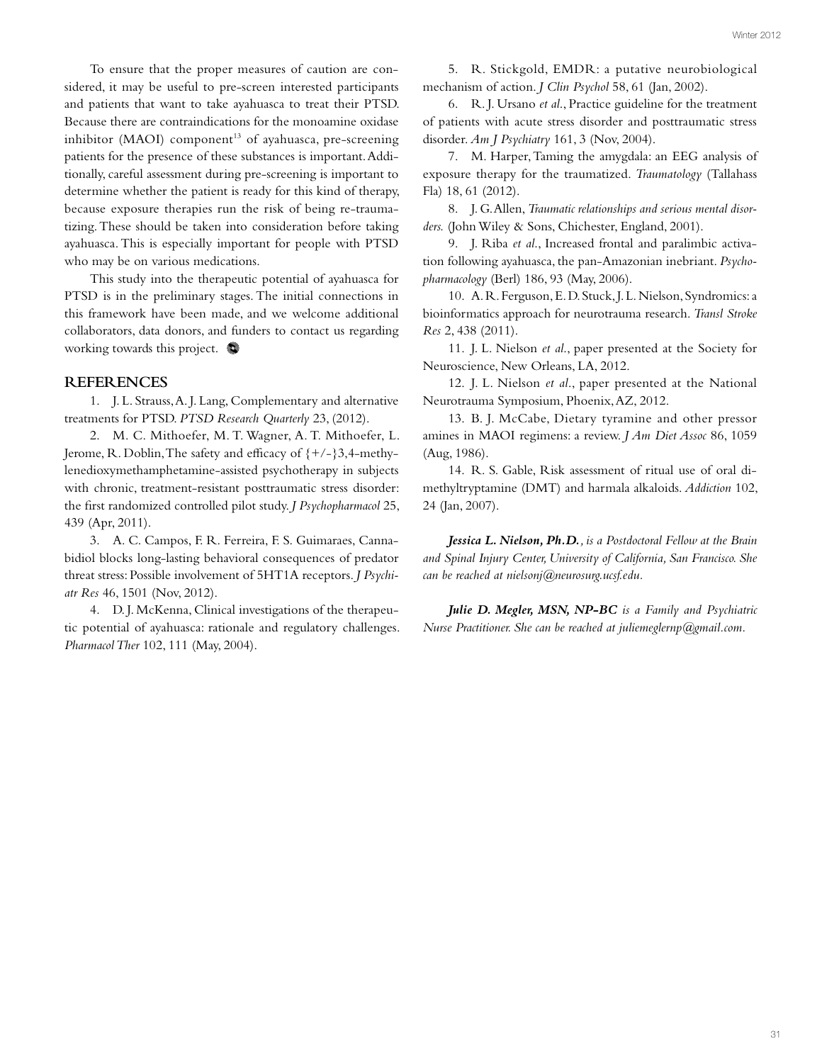To ensure that the proper measures of caution are considered, it may be useful to pre-screen interested participants and patients that want to take ayahuasca to treat their PTSD. Because there are contraindications for the monoamine oxidase inhibitor (MAOI) component[13] of ayahuasca, pre-screening patients for the presence of these substances is important. Additionally, careful assessment during pre-screening is important to determine whether the patient is ready for this kind of therapy, because exposure therapies run the risk of being re-traumatizing. These should be taken into consideration before taking ayahuasca. This is especially important for people with PTSD who may be on various medications.

This study into the therapeutic potential of ayahuasca for PTSD is in the preliminary stages. The initial connections in this framework have been made, and we welcome additional collaborators, data donors, and funders to contact us regarding working towards this project.

## References

1. J. L. Strauss, A. J. Lang, Complementary and alternative treatments for PTSD. *PTSD Research Quarterly* 23, (2012).

2. M. C. Mithoefer, M. T. Wagner, A. T. Mithoefer, L. Jerome, R. Doblin, The safety and efficacy of {+/-}3,4-methylenedioxymethamphetamine-assisted psychotherapy in subjects with chronic, treatment-resistant posttraumatic stress disorder: the first randomized controlled pilot study. *J Psychopharmacol* 25, 439 (Apr, 2011).

3. A. C. Campos, F. R. Ferreira, F. S. Guimaraes, Cannabidiol blocks long-lasting behavioral consequences of predator threat stress: Possible involvement of 5HT1A receptors. *J Psychiatr Res* 46, 1501 (Nov, 2012).

4. D. J. McKenna, Clinical investigations of the therapeutic potential of ayahuasca: rationale and regulatory challenges. *Pharmacol Ther* 102, 111 (May, 2004).

5. R. Stickgold, EMDR: a putative neurobiological mechanism of action. *J Clin Psychol* 58, 61 (Jan, 2002).

6. R. J. Ursano *et al.*, Practice guideline for the treatment of patients with acute stress disorder and posttraumatic stress disorder. *Am J Psychiatry* 161, 3 (Nov, 2004).

7. M. Harper, Taming the amygdala: an EEG analysis of exposure therapy for the traumatized. *Traumatology* (Tallahass Fla) 18, 61 (2012).

8. J. G. Allen, *Traumatic relationships and serious mental disorders.* (John Wiley & Sons, Chichester, England, 2001).

9. J. Riba *et al.*, Increased frontal and paralimbic activation following ayahuasca, the pan-Amazonian inebriant. *Psychopharmacology* (Berl) 186, 93 (May, 2006).

10. A. R. Ferguson, E. D. Stuck, J. L. Nielson, Syndromics: a bioinformatics approach for neurotrauma research. *Transl Stroke Res* 2, 438 (2011).

11. J. L. Nielson *et al.*, paper presented at the Society for Neuroscience, New Orleans, LA, 2012.

12. J. L. Nielson *et al.*, paper presented at the National Neurotrauma Symposium, Phoenix, AZ, 2012.

13. B. J. McCabe, Dietary tyramine and other pressor amines in MAOI regimens: a review. *J Am Diet Assoc* 86, 1059 (Aug, 1986).

14. R. S. Gable, Risk assessment of ritual use of oral dimethyltryptamine (DMT) and harmala alkaloids. *Addiction* 102, 24 (Jan, 2007).

***Jessica L. Nielson, Ph.D.**, is a Postdoctoral Fellow at the Brain and Spinal Injury Center, University of California, San Francisco. She can be reached at nielsonj@neurosurg.ucsf.edu.*

***Julie D. Megler, MSN, NP-BC** is a Family and Psychiatric Nurse Practitioner. She can be reached at juliemeglernp@gmail.com.*